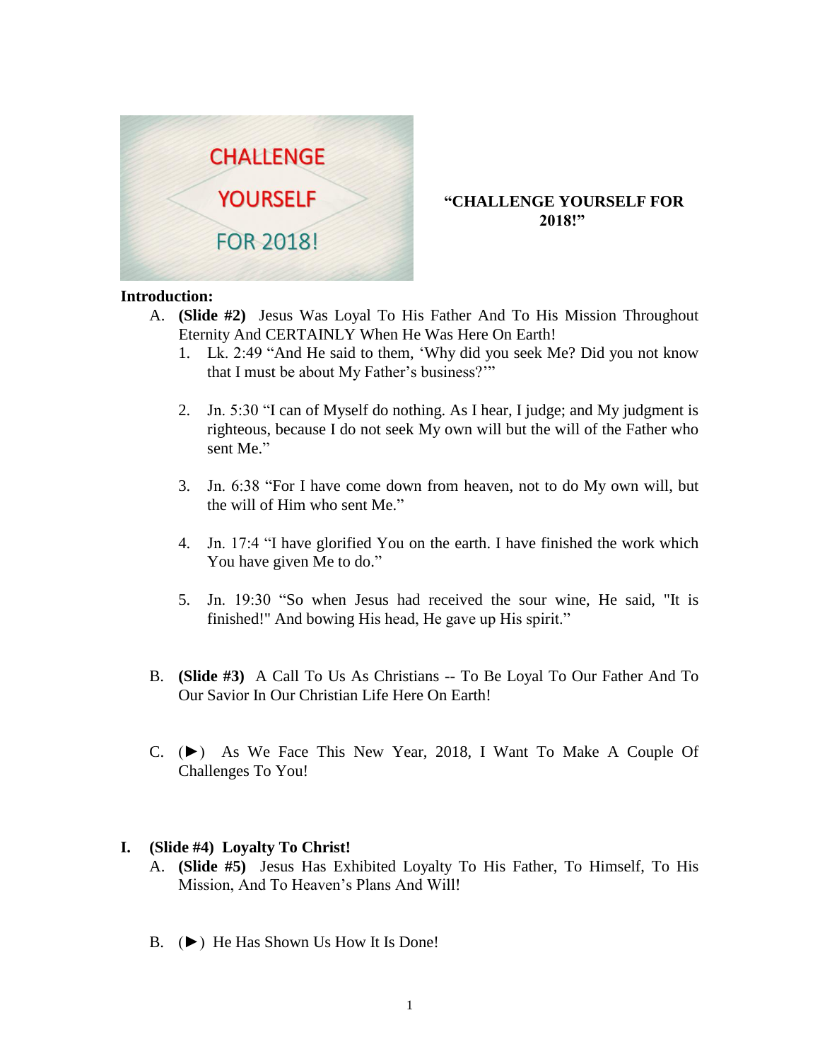# "CHALLENGE YOURSELF FOR 2018!"

**Introduction:**

A. **(Slide #2)** Jesus Was Loyal To His Father And To His Mission Throughout Eternity And CERTAINLY When He Was Here On Earth!

1. Lk. 2:49 "And He said to them, 'Why did you seek Me? Did you not know that I must be about My Father's business?'"

2. Jn. 5:30 "I can of Myself do nothing. As I hear, I judge; and My judgment is righteous, because I do not seek My own will but the will of the Father who sent Me."

3. Jn. 6:38 "For I have come down from heaven, not to do My own will, but the will of Him who sent Me."

4. Jn. 17:4 "I have glorified You on the earth. I have finished the work which You have given Me to do."

5. Jn. 19:30 "So when Jesus had received the sour wine, He said, "It is finished!" And bowing His head, He gave up His spirit."

B. **(Slide #3)** A Call To Us As Christians -- To Be Loyal To Our Father And To Our Savior In Our Christian Life Here On Earth!

C. (►) As We Face This New Year, 2018, I Want To Make A Couple Of Challenges To You!

## I. (Slide #4) Loyalty To Christ!

A. **(Slide #5)** Jesus Has Exhibited Loyalty To His Father, To Himself, To His Mission, And To Heaven's Plans And Will!

B. (►) He Has Shown Us How It Is Done!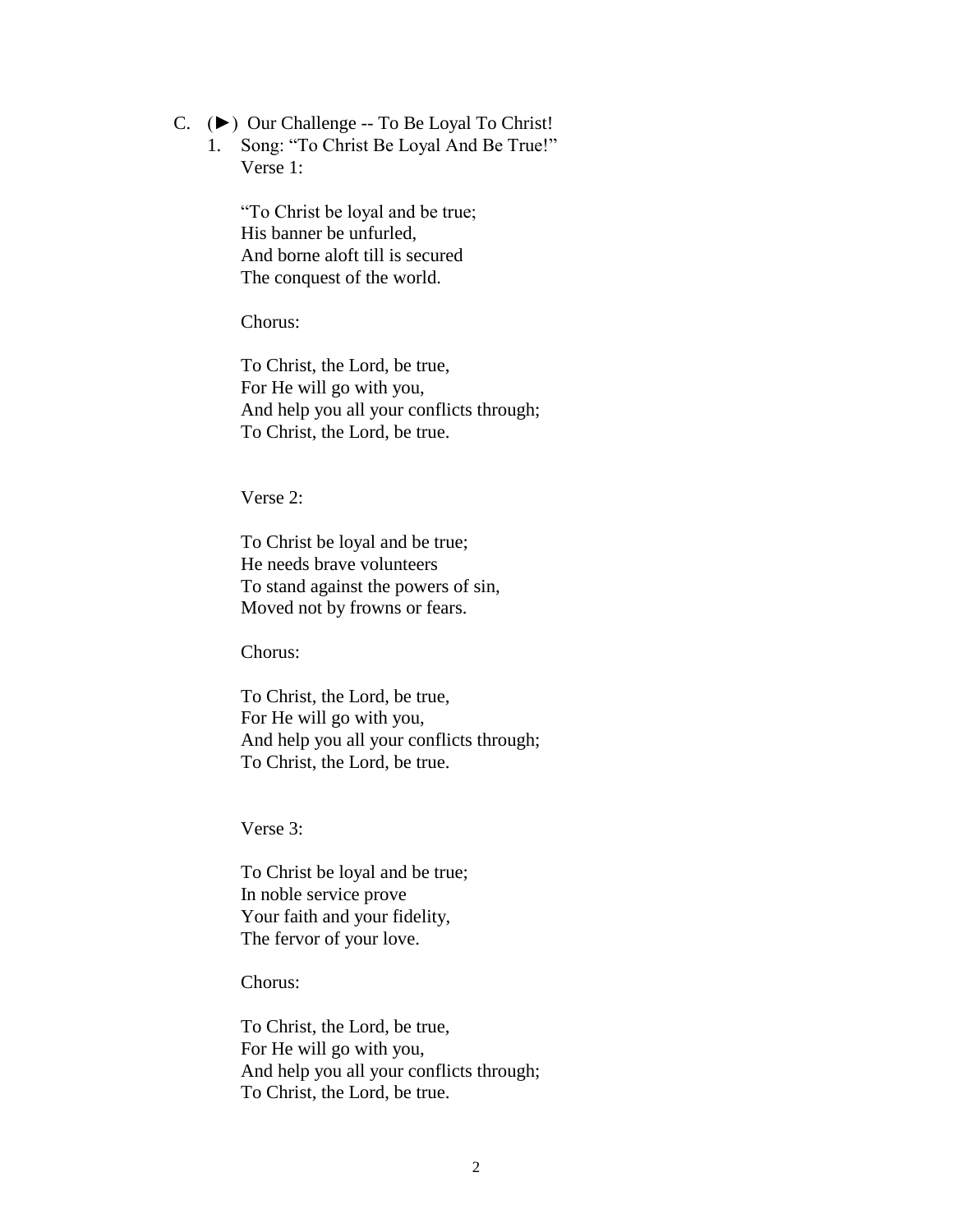C. (►) Our Challenge -- To Be Loyal To Christ!

1. Song: "To Christ Be Loyal And Be True!"
   Verse 1:

   "To Christ be loyal and be true;
   His banner be unfurled,
   And borne aloft till is secured
   The conquest of the world.

   Chorus:

   To Christ, the Lord, be true,
   For He will go with you,
   And help you all your conflicts through;
   To Christ, the Lord, be true.

   Verse 2:

   To Christ be loyal and be true;
   He needs brave volunteers
   To stand against the powers of sin,
   Moved not by frowns or fears.

   Chorus:

   To Christ, the Lord, be true,
   For He will go with you,
   And help you all your conflicts through;
   To Christ, the Lord, be true.

   Verse 3:

   To Christ be loyal and be true;
   In noble service prove
   Your faith and your fidelity,
   The fervor of your love.

   Chorus:

   To Christ, the Lord, be true,
   For He will go with you,
   And help you all your conflicts through;
   To Christ, the Lord, be true.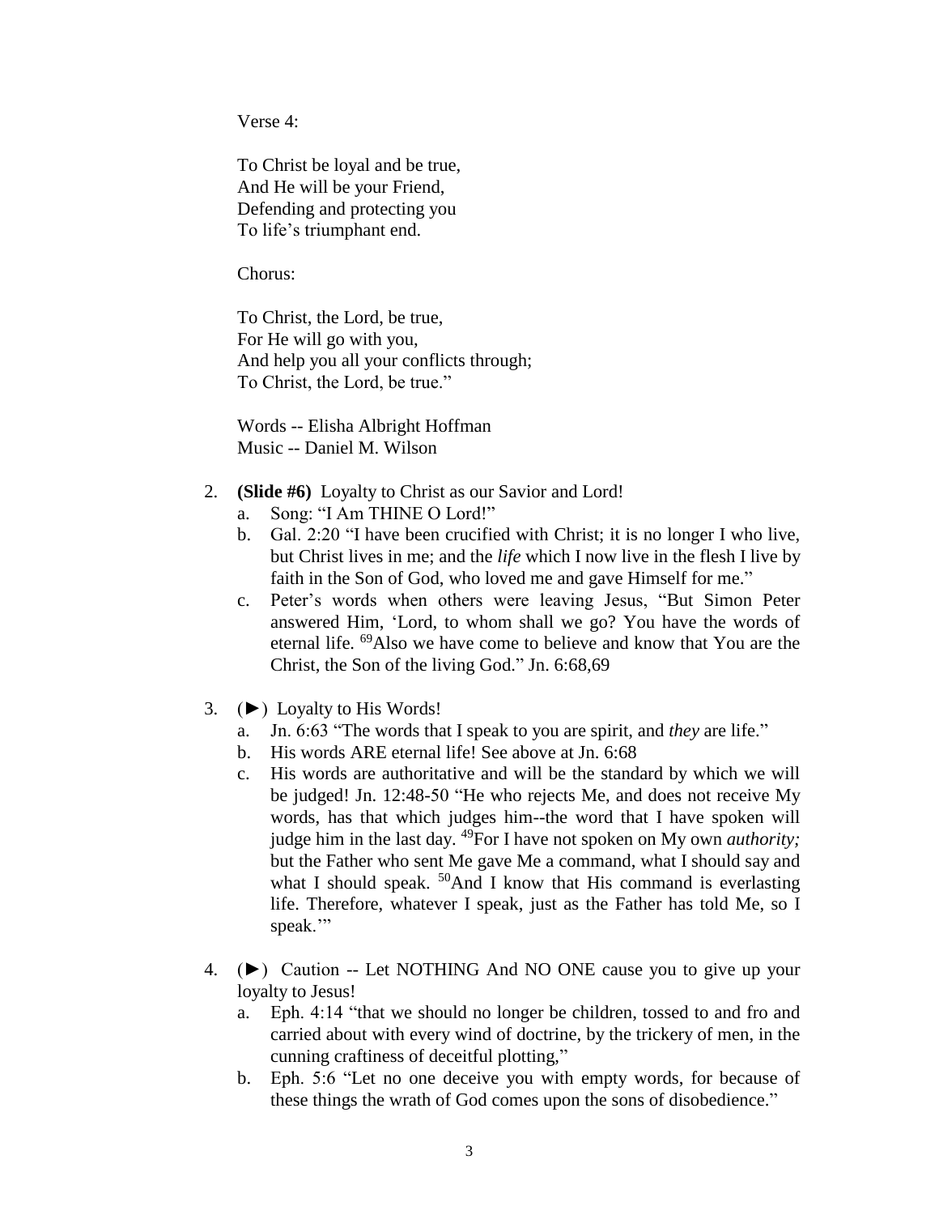Verse 4:

To Christ be loyal and be true,  
And He will be your Friend,  
Defending and protecting you  
To life's triumphant end.

Chorus:

To Christ, the Lord, be true,  
For He will go with you,  
And help you all your conflicts through;  
To Christ, the Lord, be true."

Words -- Elisha Albright Hoffman  
Music -- Daniel M. Wilson

2. **(Slide #6)** Loyalty to Christ as our Savior and Lord!
   a. Song: "I Am THINE O Lord!"
   b. Gal. 2:20 "I have been crucified with Christ; it is no longer I who live, but Christ lives in me; and the *life* which I now live in the flesh I live by faith in the Son of God, who loved me and gave Himself for me."
   c. Peter's words when others were leaving Jesus, "But Simon Peter answered Him, 'Lord, to whom shall we go? You have the words of eternal life. [69]Also we have come to believe and know that You are the Christ, the Son of the living God." Jn. 6:68,69

3. (►) Loyalty to His Words!
   a. Jn. 6:63 "The words that I speak to you are spirit, and *they* are life."
   b. His words ARE eternal life! See above at Jn. 6:68
   c. His words are authoritative and will be the standard by which we will be judged! Jn. 12:48-50 "He who rejects Me, and does not receive My words, has that which judges him--the word that I have spoken will judge him in the last day. [49]For I have not spoken on My own *authority;* but the Father who sent Me gave Me a command, what I should say and what I should speak. [50]And I know that His command is everlasting life. Therefore, whatever I speak, just as the Father has told Me, so I speak.'"

4. (►) Caution -- Let NOTHING And NO ONE cause you to give up your loyalty to Jesus!
   a. Eph. 4:14 "that we should no longer be children, tossed to and fro and carried about with every wind of doctrine, by the trickery of men, in the cunning craftiness of deceitful plotting,"
   b. Eph. 5:6 "Let no one deceive you with empty words, for because of these things the wrath of God comes upon the sons of disobedience."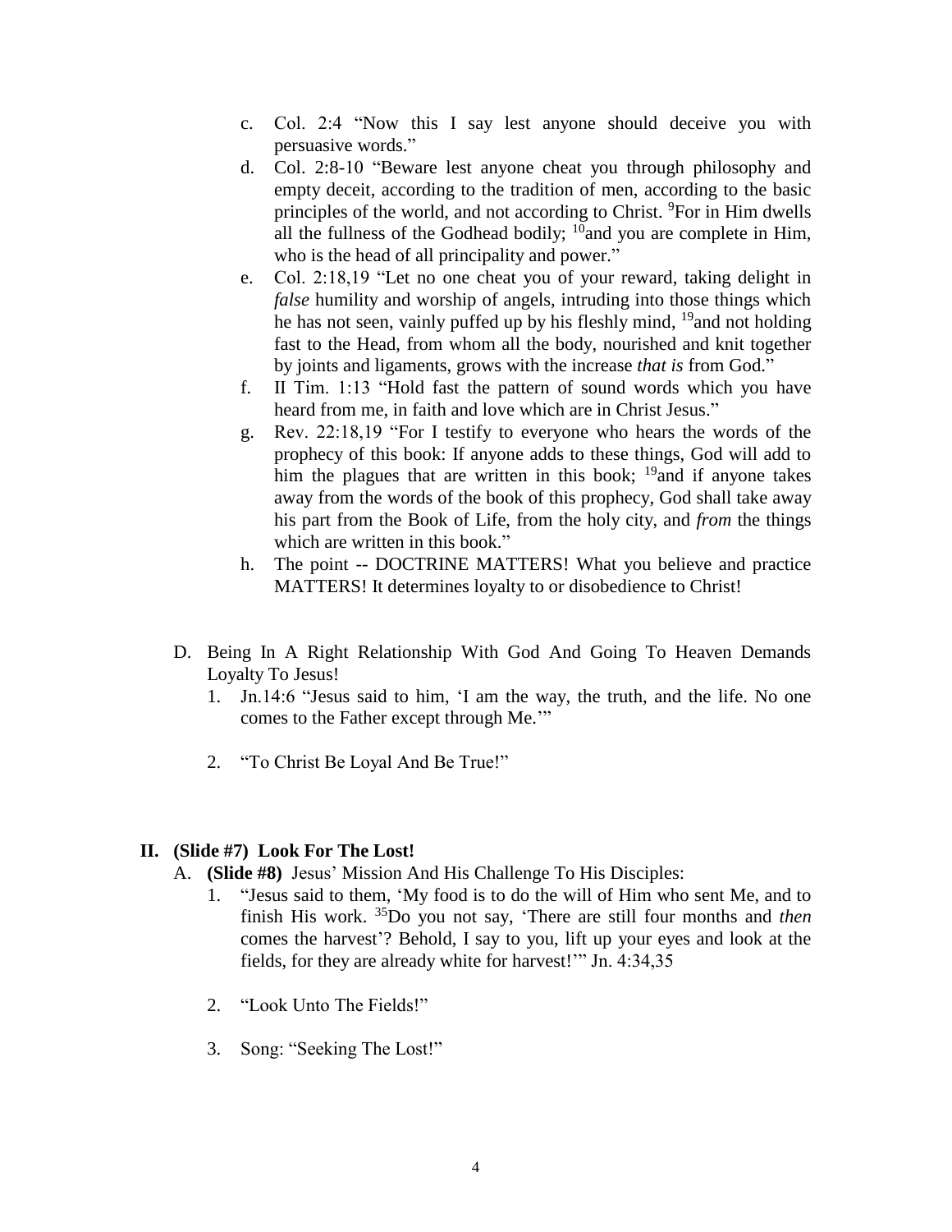c. Col. 2:4 “Now this I say lest anyone should deceive you with persuasive words.”
d. Col. 2:8-10 “Beware lest anyone cheat you through philosophy and empty deceit, according to the tradition of men, according to the basic principles of the world, and not according to Christ. [9]For in Him dwells all the fullness of the Godhead bodily; [10]and you are complete in Him, who is the head of all principality and power.”
e. Col. 2:18,19 “Let no one cheat you of your reward, taking delight in *false* humility and worship of angels, intruding into those things which he has not seen, vainly puffed up by his fleshly mind, [19]and not holding fast to the Head, from whom all the body, nourished and knit together by joints and ligaments, grows with the increase *that is* from God.”
f. II Tim. 1:13 “Hold fast the pattern of sound words which you have heard from me, in faith and love which are in Christ Jesus.”
g. Rev. 22:18,19 “For I testify to everyone who hears the words of the prophecy of this book: If anyone adds to these things, God will add to him the plagues that are written in this book; [19]and if anyone takes away from the words of the book of this prophecy, God shall take away his part from the Book of Life, from the holy city, and *from* the things which are written in this book.”
h. The point -- DOCTRINE MATTERS! What you believe and practice MATTERS! It determines loyalty to or disobedience to Christ!

D. Being In A Right Relationship With God And Going To Heaven Demands Loyalty To Jesus!
   1. Jn.14:6 “Jesus said to him, ‘I am the way, the truth, and the life. No one comes to the Father except through Me.’”
   2. “To Christ Be Loyal And Be True!”

## II. (Slide #7) Look For The Lost!

A. **(Slide #8)** Jesus’ Mission And His Challenge To His Disciples:
   1. “Jesus said to them, ‘My food is to do the will of Him who sent Me, and to finish His work. [35]Do you not say, ‘There are still four months and *then* comes the harvest’? Behold, I say to you, lift up your eyes and look at the fields, for they are already white for harvest!’” Jn. 4:34,35
   2. “Look Unto The Fields!”
   3. Song: “Seeking The Lost!”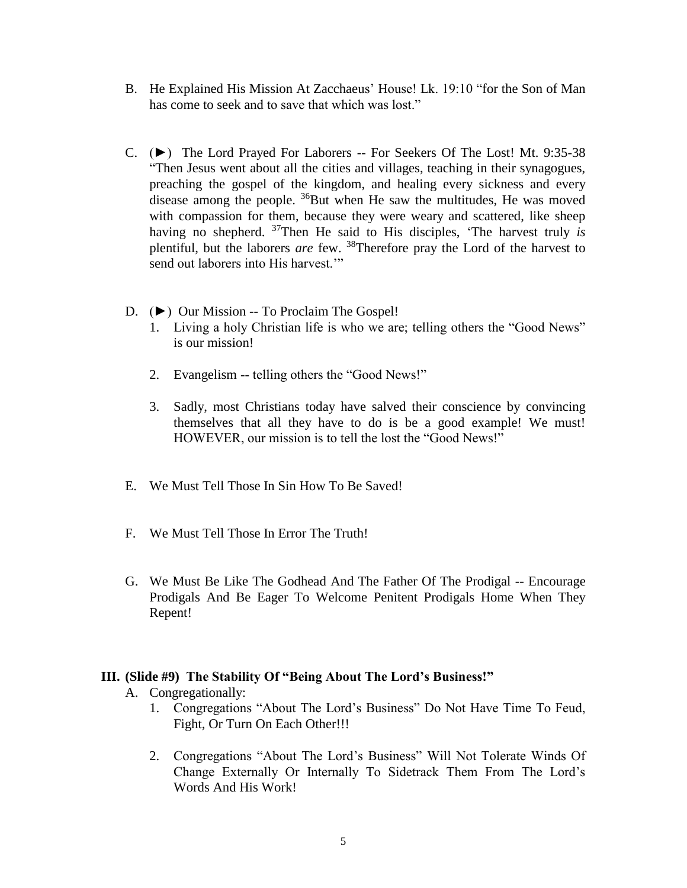B. He Explained His Mission At Zacchaeus' House! Lk. 19:10 "for the Son of Man has come to seek and to save that which was lost."

C. (►) The Lord Prayed For Laborers -- For Seekers Of The Lost! Mt. 9:35-38 "Then Jesus went about all the cities and villages, teaching in their synagogues, preaching the gospel of the kingdom, and healing every sickness and every disease among the people. [36]But when He saw the multitudes, He was moved with compassion for them, because they were weary and scattered, like sheep having no shepherd. [37]Then He said to His disciples, 'The harvest truly *is* plentiful, but the laborers *are* few. [38]Therefore pray the Lord of the harvest to send out laborers into His harvest.'"

D. (►) Our Mission -- To Proclaim The Gospel!
   1. Living a holy Christian life is who we are; telling others the "Good News" is our mission!
   2. Evangelism -- telling others the "Good News!"
   3. Sadly, most Christians today have salved their conscience by convincing themselves that all they have to do is be a good example! We must! HOWEVER, our mission is to tell the lost the "Good News!"

E. We Must Tell Those In Sin How To Be Saved!

F. We Must Tell Those In Error The Truth!

G. We Must Be Like The Godhead And The Father Of The Prodigal -- Encourage Prodigals And Be Eager To Welcome Penitent Prodigals Home When They Repent!

## III. (Slide #9) The Stability Of "Being About The Lord's Business!"

A. Congregationally:
   1. Congregations "About The Lord's Business" Do Not Have Time To Feud, Fight, Or Turn On Each Other!!!
   2. Congregations "About The Lord's Business" Will Not Tolerate Winds Of Change Externally Or Internally To Sidetrack Them From The Lord's Words And His Work!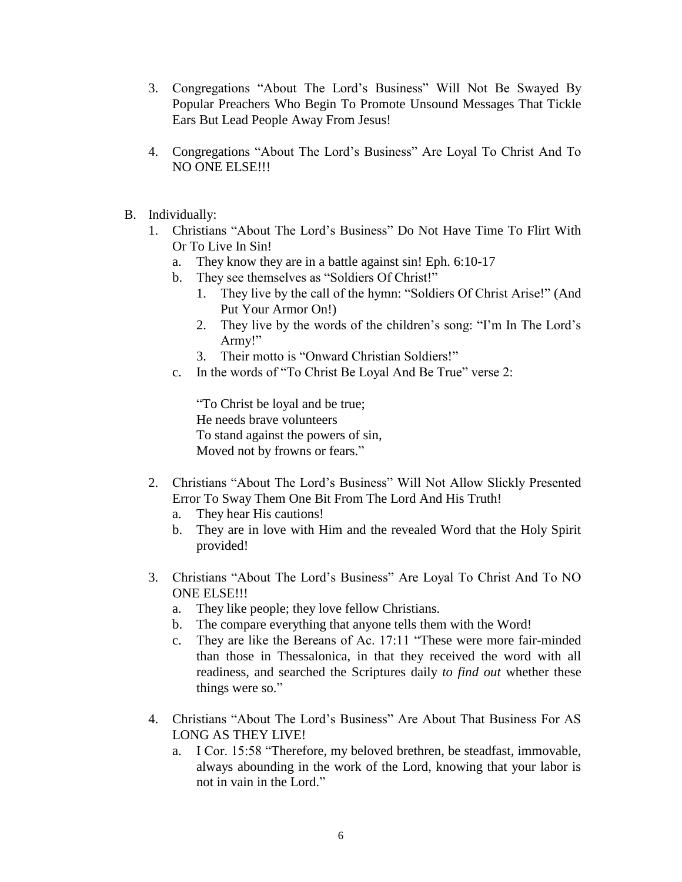3. Congregations "About The Lord's Business" Will Not Be Swayed By Popular Preachers Who Begin To Promote Unsound Messages That Tickle Ears But Lead People Away From Jesus!

4. Congregations "About The Lord's Business" Are Loyal To Christ And To NO ONE ELSE!!!

B. Individually:
   1. Christians "About The Lord's Business" Do Not Have Time To Flirt With Or To Live In Sin!
      a. They know they are in a battle against sin! Eph. 6:10-17
      b. They see themselves as "Soldiers Of Christ!"
         1. They live by the call of the hymn: "Soldiers Of Christ Arise!" (And Put Your Armor On!)
         2. They live by the words of the children's song: "I'm In The Lord's Army!"
         3. Their motto is "Onward Christian Soldiers!"
      c. In the words of "To Christ Be Loyal And Be True" verse 2:

         "To Christ be loyal and be true;
         He needs brave volunteers
         To stand against the powers of sin,
         Moved not by frowns or fears."

   2. Christians "About The Lord's Business" Will Not Allow Slickly Presented Error To Sway Them One Bit From The Lord And His Truth!
      a. They hear His cautions!
      b. They are in love with Him and the revealed Word that the Holy Spirit provided!

   3. Christians "About The Lord's Business" Are Loyal To Christ And To NO ONE ELSE!!!
      a. They like people; they love fellow Christians.
      b. The compare everything that anyone tells them with the Word!
      c. They are like the Bereans of Ac. 17:11 "These were more fair-minded than those in Thessalonica, in that they received the word with all readiness, and searched the Scriptures daily *to find out* whether these things were so."

   4. Christians "About The Lord's Business" Are About That Business For AS LONG AS THEY LIVE!
      a. I Cor. 15:58 "Therefore, my beloved brethren, be steadfast, immovable, always abounding in the work of the Lord, knowing that your labor is not in vain in the Lord."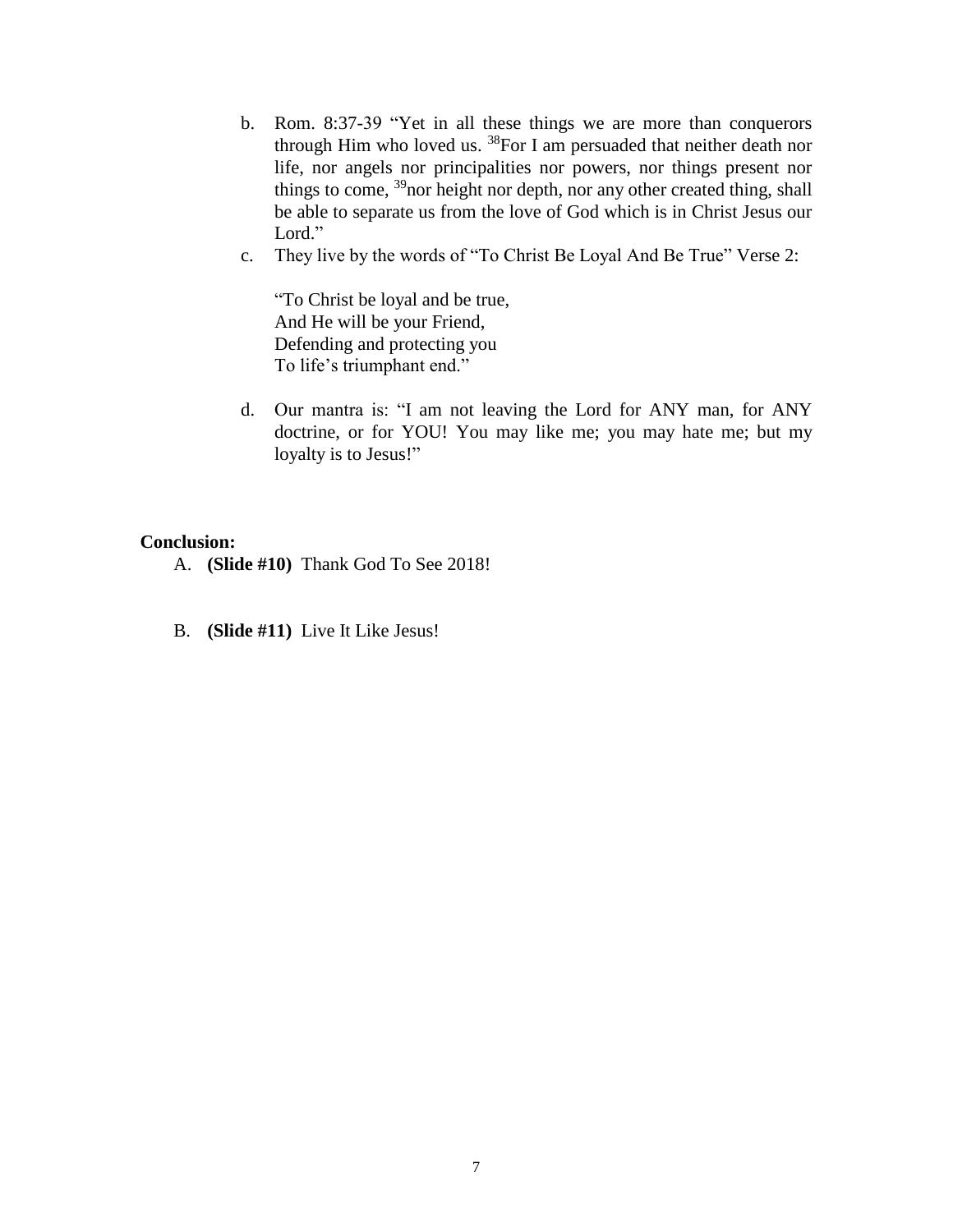b. Rom. 8:37-39 "Yet in all these things we are more than conquerors through Him who loved us. [38]For I am persuaded that neither death nor life, nor angels nor principalities nor powers, nor things present nor things to come, [39]nor height nor depth, nor any other created thing, shall be able to separate us from the love of God which is in Christ Jesus our Lord."

c. They live by the words of "To Christ Be Loyal And Be True" Verse 2:

   "To Christ be loyal and be true,  
   And He will be your Friend,  
   Defending and protecting you  
   To life's triumphant end."

d. Our mantra is: "I am not leaving the Lord for ANY man, for ANY doctrine, or for YOU! You may like me; you may hate me; but my loyalty is to Jesus!"

**Conclusion:**

A. **(Slide #10)** Thank God To See 2018!

B. **(Slide #11)** Live It Like Jesus!